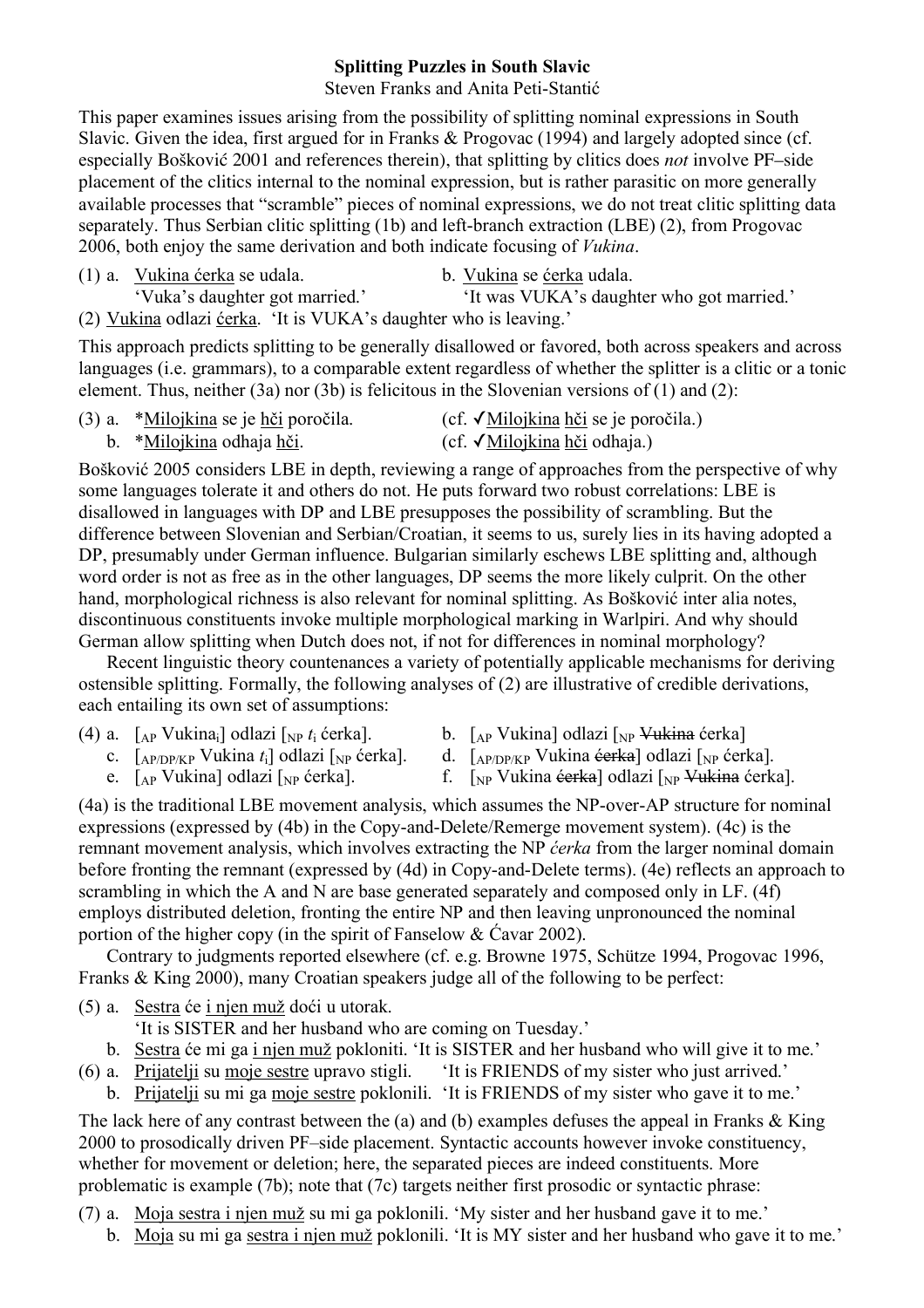**Splitting Puzzles in South Slavic**

Steven Franks and Anita Peti-Stantić

This paper examines issues arising from the possibility of splitting nominal expressions in South Slavic. Given the idea, first argued for in Franks & Progovac (1994) and largely adopted since (cf. especially Bošković 2001 and references therein), that splitting by clitics does *not* involve PF–side placement of the clitics internal to the nominal expression, but is rather parasitic on more generally available processes that "scramble" pieces of nominal expressions, we do not treat clitic splitting data separately. Thus Serbian clitic splitting (1b) and left-branch extraction (LBE) (2), from Progovac 2006, both enjoy the same derivation and both indicate focusing of *Vukina*.

(1) a. <u>Vukina ćerka</u> se udala.
   'Vuka's daughter got married.'
  b. <u>Vukina</u> se <u>ćerka</u> udala.
   'It was VUKA's daughter who got married.'

(2) <u>Vukina</u> odlazi <u>ćerka</u>. 'It is VUKA's daughter who is leaving.'

This approach predicts splitting to be generally disallowed or favored, both across speakers and across languages (i.e. grammars), to a comparable extent regardless of whether the splitter is a clitic or a tonic element. Thus, neither (3a) nor (3b) is felicitous in the Slovenian versions of (1) and (2):

(3) a. \*<u>Milojkina</u> se je <u>hči</u> poročila. (cf. ✓<u>Milojkina</u> <u>hči</u> se je poročila.)
  b. \*<u>Milojkina</u> odhaja <u>hči</u>. (cf. ✓<u>Milojkina</u> <u>hči</u> odhaja.)

Bošković 2005 considers LBE in depth, reviewing a range of approaches from the perspective of why some languages tolerate it and others do not. He puts forward two robust correlations: LBE is disallowed in languages with DP and LBE presupposes the possibility of scrambling. But the difference between Slovenian and Serbian/Croatian, it seems to us, surely lies in its having adopted a DP, presumably under German influence. Bulgarian similarly eschews LBE splitting and, although word order is not as free as in the other languages, DP seems the more likely culprit. On the other hand, morphological richness is also relevant for nominal splitting. As Bošković inter alia notes, discontinuous constituents invoke multiple morphological marking in Warlpiri. And why should German allow splitting when Dutch does not, if not for differences in nominal morphology?

Recent linguistic theory countenances a variety of potentially applicable mechanisms for deriving ostensible splitting. Formally, the following analyses of (2) are illustrative of credible derivations, each entailing its own set of assumptions:

(4) a. [$_{AP}$ Vukina$_i$] odlazi [$_{NP}$ $t_i$ ćerka].
  b. [$_{AP}$ Vukina] odlazi [$_{NP}$ ~~Vukina~~ ćerka]
  c. [$_{AP/DP/KP}$ Vukina $t_i$] odlazi [$_{NP}$ ćerka].
  d. [$_{AP/DP/KP}$ Vukina ~~ćerka~~] odlazi [$_{NP}$ ćerka].
  e. [$_{AP}$ Vukina] odlazi [$_{NP}$ ćerka].
  f. [$_{NP}$ Vukina ~~ćerka~~] odlazi [$_{NP}$ ~~Vukina~~ ćerka].

(4a) is the traditional LBE movement analysis, which assumes the NP-over-AP structure for nominal expressions (expressed by (4b) in the Copy-and-Delete/Remerge movement system). (4c) is the remnant movement analysis, which involves extracting the NP *ćerka* from the larger nominal domain before fronting the remnant (expressed by (4d) in Copy-and-Delete terms). (4e) reflects an approach to scrambling in which the A and N are base generated separately and composed only in LF. (4f) employs distributed deletion, fronting the entire NP and then leaving unpronounced the nominal portion of the higher copy (in the spirit of Fanselow & Ćavar 2002).

Contrary to judgments reported elsewhere (cf. e.g. Browne 1975, Schütze 1994, Progovac 1996, Franks & King 2000), many Croatian speakers judge all of the following to be perfect:

(5) a. <u>Sestra</u> će <u>i njen muž</u> doći u utorak.
   'It is SISTER and her husband who are coming on Tuesday.'
  b. <u>Sestra</u> će mi ga <u>i njen muž</u> pokloniti. 'It is SISTER and her husband who will give it to me.'

(6) a. <u>Prijatelji</u> su <u>moje sestre</u> upravo stigli. 'It is FRIENDS of my sister who just arrived.'
  b. <u>Prijatelji</u> su mi ga <u>moje sestre</u> poklonili. 'It is FRIENDS of my sister who gave it to me.'

The lack here of any contrast between the (a) and (b) examples defuses the appeal in Franks & King 2000 to prosodically driven PF–side placement. Syntactic accounts however invoke constituency, whether for movement or deletion; here, the separated pieces are indeed constituents. More problematic is example (7b); note that (7c) targets neither first prosodic or syntactic phrase:

(7) a. <u>Moja sestra i njen muž</u> su mi ga poklonili. 'My sister and her husband gave it to me.'
  b. <u>Moja</u> su mi ga <u>sestra i njen muž</u> poklonili. 'It is MY sister and her husband who gave it to me.'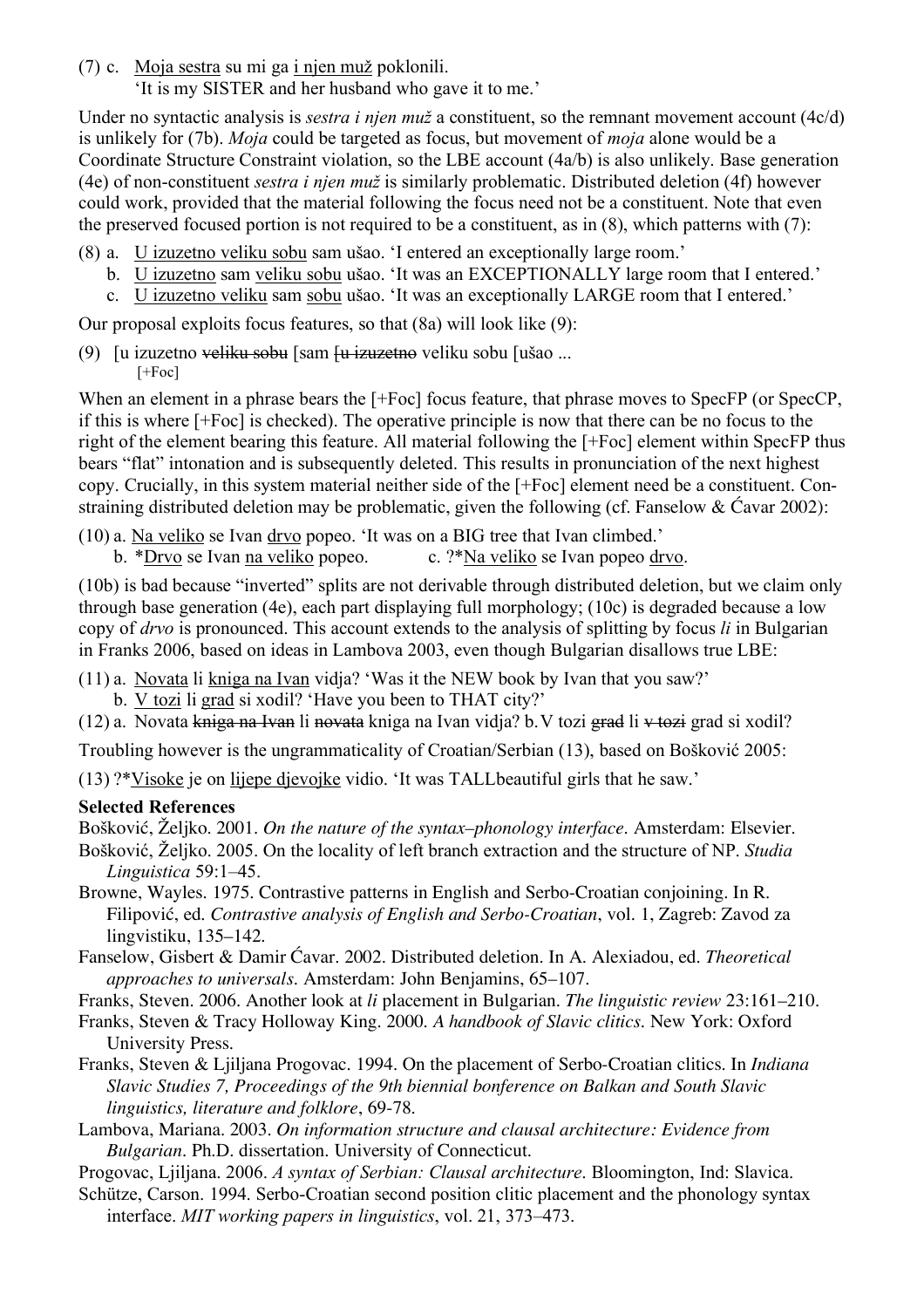(7) c. <u>Moja sestra</u> su mi ga <u>i njen muž</u> poklonili.
'It is my SISTER and her husband who gave it to me.'

Under no syntactic analysis is *sestra i njen muž* a constituent, so the remnant movement account (4c/d) is unlikely for (7b). *Moja* could be targeted as focus, but movement of *moja* alone would be a Coordinate Structure Constraint violation, so the LBE account (4a/b) is also unlikely. Base generation (4e) of non-constituent *sestra i njen muž* is similarly problematic. Distributed deletion (4f) however could work, provided that the material following the focus need not be a constituent. Note that even the preserved focused portion is not required to be a constituent, as in (8), which patterns with (7):

(8) a. <u>U izuzetno veliku sobu</u> sam ušao. 'I entered an exceptionally large room.'
b. <u>U izuzetno</u> sam <u>veliku sobu</u> ušao. 'It was an EXCEPTIONALLY large room that I entered.'
c. <u>U izuzetno veliku</u> sam <u>sobu</u> ušao. 'It was an exceptionally LARGE room that I entered.'

Our proposal exploits focus features, so that (8a) will look like (9):

(9) [u izuzetno ~~veliku sobu~~ [sam ~~[u izuzetno~~ veliku sobu [ušao ...
[+Foc]

When an element in a phrase bears the [+Foc] focus feature, that phrase moves to SpecFP (or SpecCP, if this is where [+Foc] is checked). The operative principle is now that there can be no focus to the right of the element bearing this feature. All material following the [+Foc] element within SpecFP thus bears "flat" intonation and is subsequently deleted. This results in pronunciation of the next highest copy. Crucially, in this system material neither side of the [+Foc] element need be a constituent. Constraining distributed deletion may be problematic, given the following (cf. Fanselow & Ćavar 2002):

(10) a. <u>Na veliko</u> se Ivan <u>drvo</u> popeo. 'It was on a BIG tree that Ivan climbed.'
b. *<u>Drvo</u> se Ivan <u>na veliko</u> popeo. c. ?*<u>Na veliko</u> se Ivan popeo <u>drvo</u>.

(10b) is bad because "inverted" splits are not derivable through distributed deletion, but we claim only through base generation (4e), each part displaying full morphology; (10c) is degraded because a low copy of *drvo* is pronounced. This account extends to the analysis of splitting by focus *li* in Bulgarian in Franks 2006, based on ideas in Lambova 2003, even though Bulgarian disallows true LBE:

(11) a. <u>Novata</u> li <u>kniga na Ivan</u> vidja? 'Was it the NEW book by Ivan that you saw?'
b. <u>V tozi</u> li <u>grad</u> si xodil? 'Have you been to THAT city?'

(12) a. Novata ~~kniga na Ivan~~ li ~~novata~~ kniga na Ivan vidja? b. V tozi ~~grad~~ li ~~v tozi~~ grad si xodil?

Troubling however is the ungrammaticality of Croatian/Serbian (13), based on Bošković 2005:

(13) ?*<u>Visoke</u> je on <u>lijepe djevojke</u> vidio. 'It was TALLbeautiful girls that he saw.'

**Selected References**

Bošković, Željko. 2001. *On the nature of the syntax–phonology interface*. Amsterdam: Elsevier.

Bošković, Željko. 2005. On the locality of left branch extraction and the structure of NP. *Studia Linguistica* 59:1–45.

Browne, Wayles. 1975. Contrastive patterns in English and Serbo-Croatian conjoining. In R. Filipović, ed. *Contrastive analysis of English and Serbo-Croatian*, vol. 1, Zagreb: Zavod za lingvistiku, 135–142.

Fanselow, Gisbert & Damir Ćavar. 2002. Distributed deletion. In A. Alexiadou, ed. *Theoretical approaches to universals*. Amsterdam: John Benjamins, 65–107.

Franks, Steven. 2006. Another look at *li* placement in Bulgarian. *The linguistic review* 23:161–210.

Franks, Steven & Tracy Holloway King. 2000. *A handbook of Slavic clitics*. New York: Oxford University Press.

Franks, Steven & Ljiljana Progovac. 1994. On the placement of Serbo-Croatian clitics. In *Indiana Slavic Studies 7, Proceedings of the 9th biennial bonference on Balkan and South Slavic linguistics, literature and folklore*, 69-78.

Lambova, Mariana. 2003. *On information structure and clausal architecture: Evidence from Bulgarian*. Ph.D. dissertation. University of Connecticut.

Progovac, Ljiljana. 2006. *A syntax of Serbian: Clausal architecture*. Bloomington, Ind: Slavica.

Schütze, Carson. 1994. Serbo-Croatian second position clitic placement and the phonology syntax interface. *MIT working papers in linguistics*, vol. 21, 373–473.